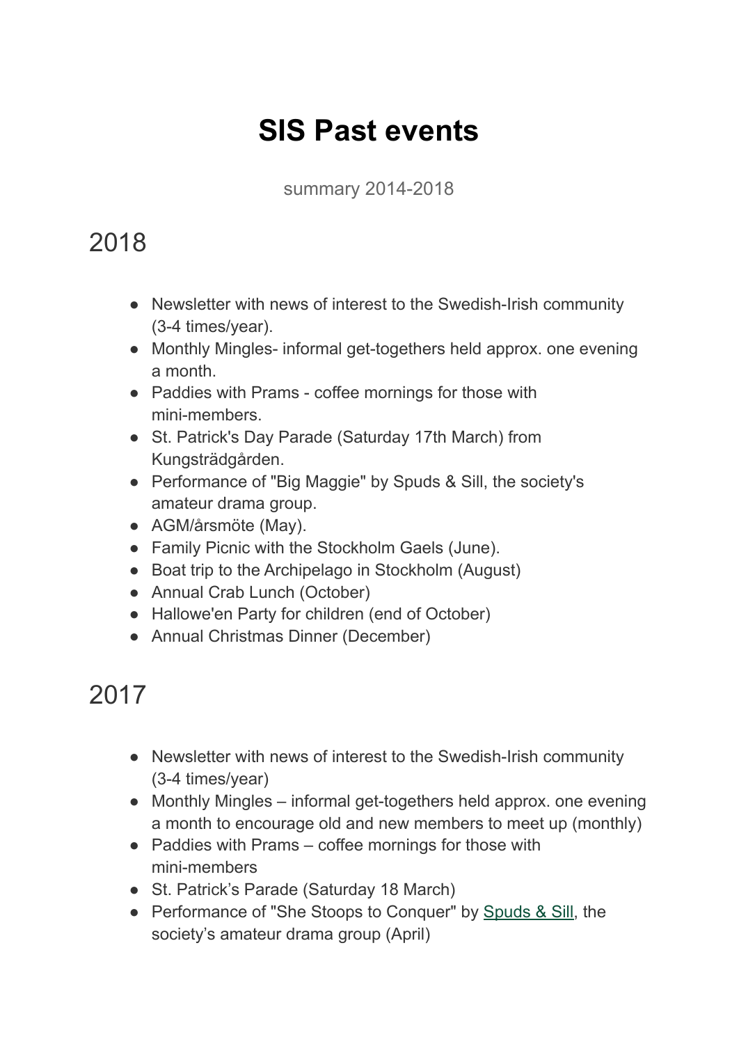# SIS Past events

summary 2014-2018

## 2018

- Newsletter with news of interest to the Swedish-Irish community (3-4 times/year).
- Monthly Mingles- informal get-togethers held approx. one evening a month.
- Paddies with Prams - coffee mornings for those with mini-members.
- St. Patrick's Day Parade (Saturday 17th March) from Kungsträdgården.
- Performance of "Big Maggie" by Spuds & Sill, the society's amateur drama group.
- AGM/årsmöte (May).
- Family Picnic with the Stockholm Gaels (June).
- Boat trip to the Archipelago in Stockholm (August)
- Annual Crab Lunch (October)
- Hallowe'en Party for children (end of October)
- Annual Christmas Dinner (December)

## 2017

- Newsletter with news of interest to the Swedish-Irish community (3-4 times/year)
- Monthly Mingles – informal get-togethers held approx. one evening a month to encourage old and new members to meet up (monthly)
- Paddies with Prams – coffee mornings for those with mini-members
- St. Patrick's Parade (Saturday 18 March)
- Performance of "She Stoops to Conquer" by Spuds & Sill, the society's amateur drama group (April)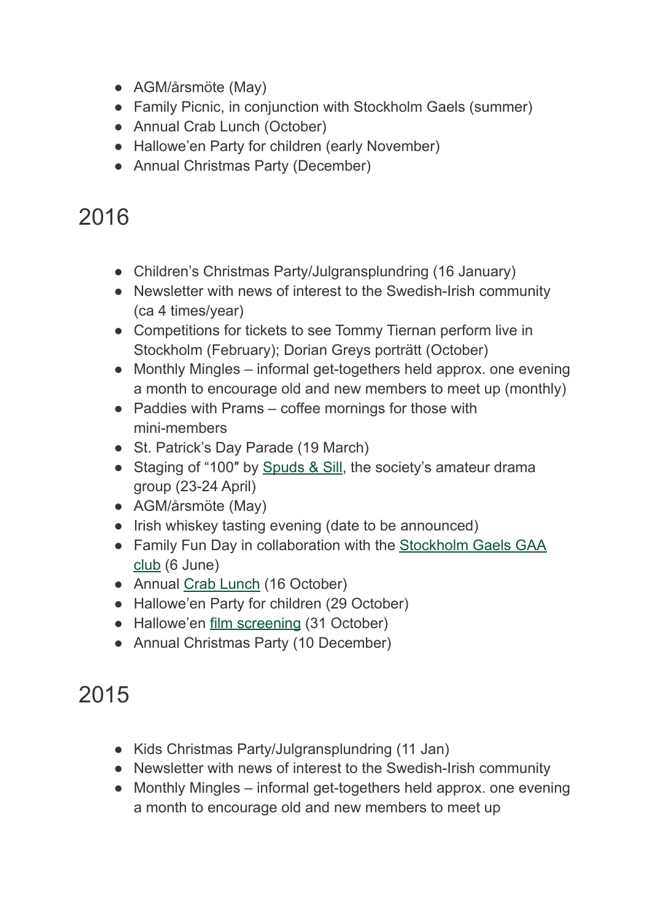- AGM/årsmöte (May)
- Family Picnic, in conjunction with Stockholm Gaels (summer)
- Annual Crab Lunch (October)
- Hallowe'en Party for children (early November)
- Annual Christmas Party (December)

# 2016

- Children's Christmas Party/Julgransplundring (16 January)
- Newsletter with news of interest to the Swedish-Irish community (ca 4 times/year)
- Competitions for tickets to see Tommy Tiernan perform live in Stockholm (February); Dorian Greys porträtt (October)
- Monthly Mingles – informal get-togethers held approx. one evening a month to encourage old and new members to meet up (monthly)
- Paddies with Prams – coffee mornings for those with mini-members
- St. Patrick's Day Parade (19 March)
- Staging of "100″ by Spuds & Sill, the society's amateur drama group (23-24 April)
- AGM/årsmöte (May)
- Irish whiskey tasting evening (date to be announced)
- Family Fun Day in collaboration with the Stockholm Gaels GAA club (6 June)
- Annual Crab Lunch (16 October)
- Hallowe'en Party for children (29 October)
- Hallowe'en film screening (31 October)
- Annual Christmas Party (10 December)

# 2015

- Kids Christmas Party/Julgransplundring (11 Jan)
- Newsletter with news of interest to the Swedish-Irish community
- Monthly Mingles – informal get-togethers held approx. one evening a month to encourage old and new members to meet up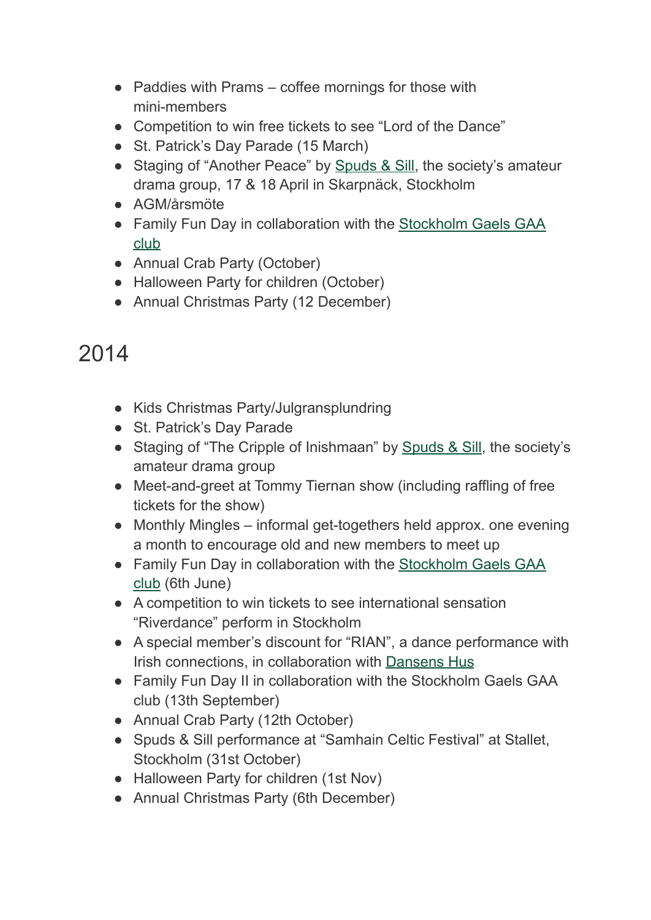- Paddies with Prams – coffee mornings for those with mini-members
- Competition to win free tickets to see "Lord of the Dance"
- St. Patrick's Day Parade (15 March)
- Staging of "Another Peace" by Spuds & Sill, the society's amateur drama group, 17 & 18 April in Skarpnäck, Stockholm
- AGM/årsmöte
- Family Fun Day in collaboration with the Stockholm Gaels GAA club
- Annual Crab Party (October)
- Halloween Party for children (October)
- Annual Christmas Party (12 December)

## 2014

- Kids Christmas Party/Julgransplundring
- St. Patrick's Day Parade
- Staging of "The Cripple of Inishmaan" by Spuds & Sill, the society's amateur drama group
- Meet-and-greet at Tommy Tiernan show (including raffling of free tickets for the show)
- Monthly Mingles – informal get-togethers held approx. one evening a month to encourage old and new members to meet up
- Family Fun Day in collaboration with the Stockholm Gaels GAA club (6th June)
- A competition to win tickets to see international sensation "Riverdance" perform in Stockholm
- A special member's discount for "RIAN", a dance performance with Irish connections, in collaboration with Dansens Hus
- Family Fun Day II in collaboration with the Stockholm Gaels GAA club (13th September)
- Annual Crab Party (12th October)
- Spuds & Sill performance at "Samhain Celtic Festival" at Stallet, Stockholm (31st October)
- Halloween Party for children (1st Nov)
- Annual Christmas Party (6th December)